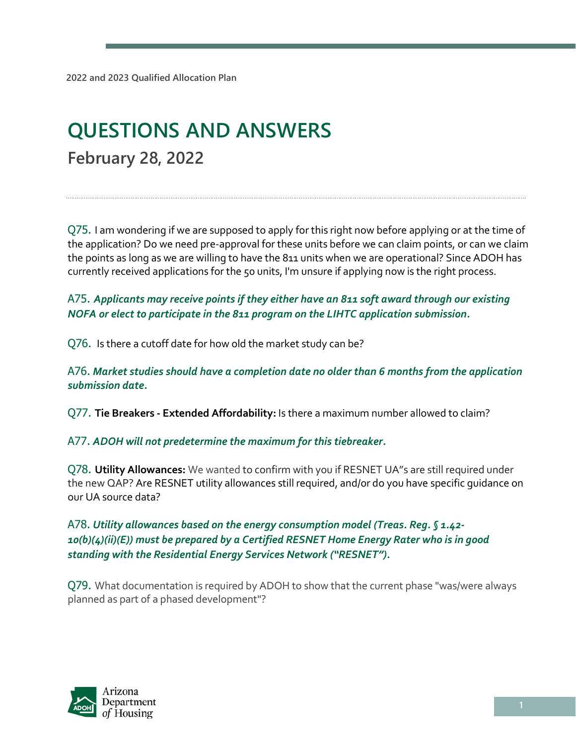2022 and 2023 Qualified Allocation Plan

# QUESTIONS AND ANSWERS

## February 28, 2022

Q75. I am wondering if we are supposed to apply for this right now before applying or at the time of the application? Do we need pre-approval for these units before we can claim points, or can we claim the points as long as we are willing to have the 811 units when we are operational? Since ADOH has currently received applications for the 50 units, I'm unsure if applying now is the right process.

A75. ***Applicants may receive points if they either have an 811 soft award through our existing NOFA or elect to participate in the 811 program on the LIHTC application submission.***

Q76. Is there a cutoff date for how old the market study can be?

A76. ***Market studies should have a completion date no older than 6 months from the application submission date.***

Q77. **Tie Breakers - Extended Affordability:** Is there a maximum number allowed to claim?

A77. ***ADOH will not predetermine the maximum for this tiebreaker.***

Q78. **Utility Allowances:** We wanted to confirm with you if RESNET UA"s are still required under the new QAP? Are RESNET utility allowances still required, and/or do you have specific guidance on our UA source data?

A78. ***Utility allowances based on the energy consumption model (Treas. Reg. § 1.42-10(b)(4)(ii)(E)) must be prepared by a Certified RESNET Home Energy Rater who is in good standing with the Residential Energy Services Network ("RESNET").***

Q79. What documentation is required by ADOH to show that the current phase "was/were always planned as part of a phased development"?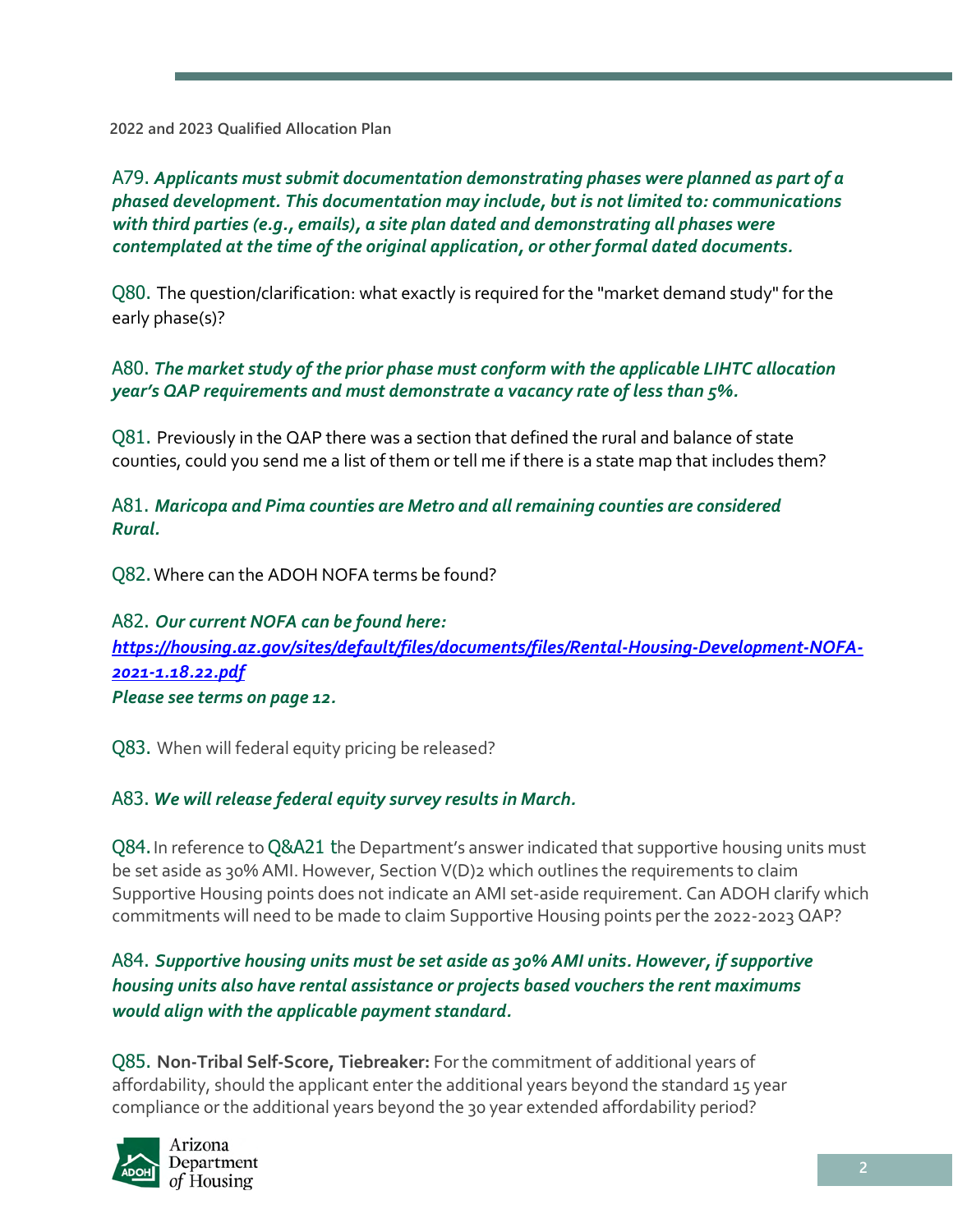A79. ***Applicants must submit documentation demonstrating phases were planned as part of a phased development. This documentation may include, but is not limited to: communications with third parties (e.g., emails), a site plan dated and demonstrating all phases were contemplated at the time of the original application, or other formal dated documents.***

Q80. The question/clarification: what exactly is required for the "market demand study" for the early phase(s)?

A80. ***The market study of the prior phase must conform with the applicable LIHTC allocation year's QAP requirements and must demonstrate a vacancy rate of less than 5%.***

Q81. Previously in the QAP there was a section that defined the rural and balance of state counties, could you send me a list of them or tell me if there is a state map that includes them?

A81. ***Maricopa and Pima counties are Metro and all remaining counties are considered Rural.***

Q82. Where can the ADOH NOFA terms be found?

A82. ***Our current NOFA can be found here:***
***[https://housing.az.gov/sites/default/files/documents/files/Rental-Housing-Development-NOFA-2021-1.18.22.pdf](https://housing.az.gov/sites/default/files/documents/files/Rental-Housing-Development-NOFA-2021-1.18.22.pdf)***
***Please see terms on page 12.***

Q83. When will federal equity pricing be released?

A83. ***We will release federal equity survey results in March.***

Q84. In reference to Q&A21 the Department's answer indicated that supportive housing units must be set aside as 30% AMI. However, Section V(D)2 which outlines the requirements to claim Supportive Housing points does not indicate an AMI set-aside requirement. Can ADOH clarify which commitments will need to be made to claim Supportive Housing points per the 2022-2023 QAP?

A84. ***Supportive housing units must be set aside as 30% AMI units. However, if supportive housing units also have rental assistance or projects based vouchers the rent maximums would align with the applicable payment standard.***

Q85. **Non-Tribal Self-Score, Tiebreaker:** For the commitment of additional years of affordability, should the applicant enter the additional years beyond the standard 15 year compliance or the additional years beyond the 30 year extended affordability period?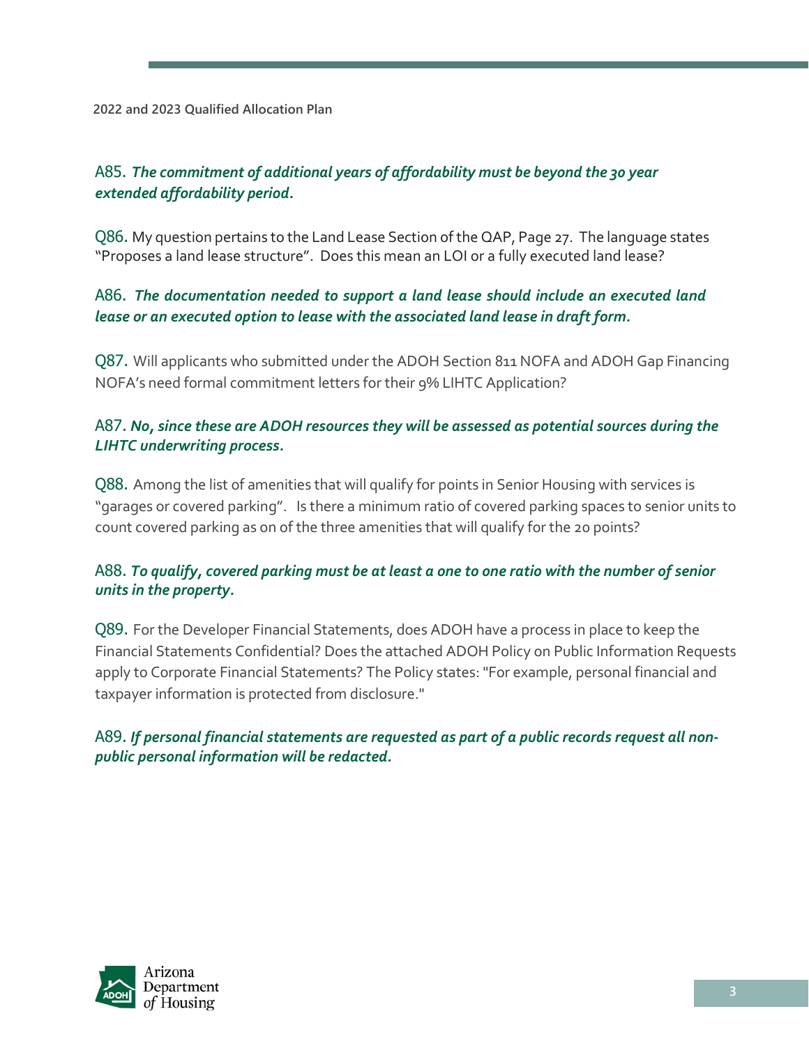A85. ***The commitment of additional years of affordability must be beyond the 30 year extended affordability period.***

Q86. My question pertains to the Land Lease Section of the QAP, Page 27. The language states "Proposes a land lease structure". Does this mean an LOI or a fully executed land lease?

A86. ***The documentation needed to support a land lease should include an executed land lease or an executed option to lease with the associated land lease in draft form.***

Q87. Will applicants who submitted under the ADOH Section 811 NOFA and ADOH Gap Financing NOFA's need formal commitment letters for their 9% LIHTC Application?

A87. ***No, since these are ADOH resources they will be assessed as potential sources during the LIHTC underwriting process.***

Q88. Among the list of amenities that will qualify for points in Senior Housing with services is "garages or covered parking". Is there a minimum ratio of covered parking spaces to senior units to count covered parking as on of the three amenities that will qualify for the 20 points?

A88. ***To qualify, covered parking must be at least a one to one ratio with the number of senior units in the property.***

Q89. For the Developer Financial Statements, does ADOH have a process in place to keep the Financial Statements Confidential? Does the attached ADOH Policy on Public Information Requests apply to Corporate Financial Statements? The Policy states: "For example, personal financial and taxpayer information is protected from disclosure."

A89. ***If personal financial statements are requested as part of a public records request all non-public personal information will be redacted.***